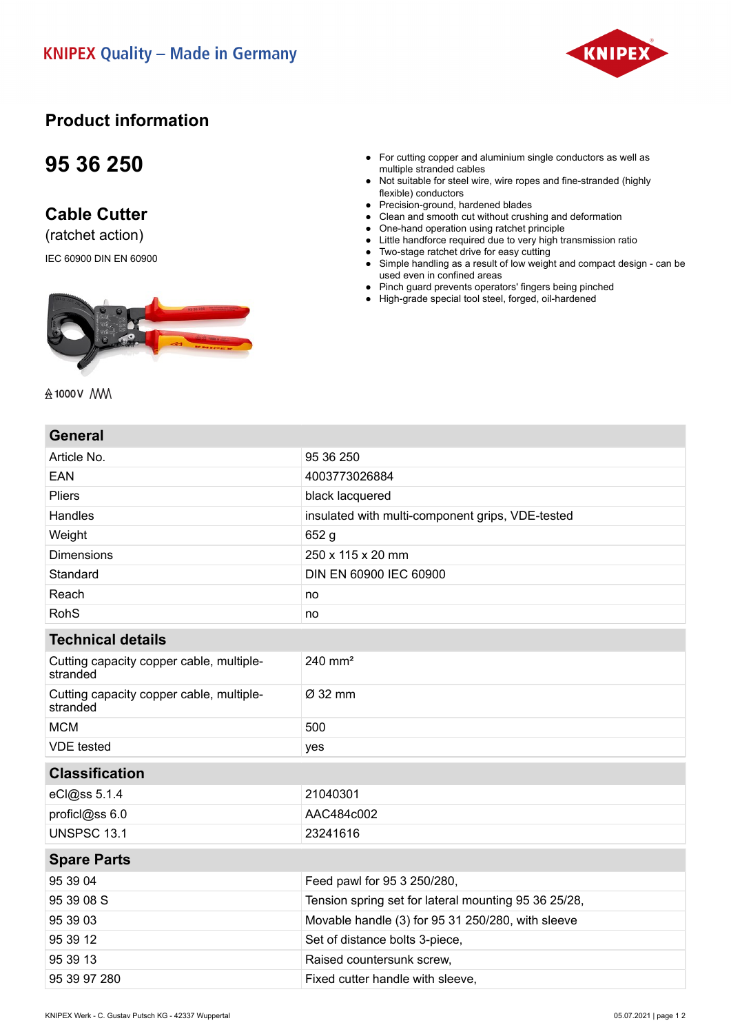KNIPEX Quality – Made in Germany

# Product information

## 95 36 250

## Cable Cutter

(ratchet action)

IEC 60900 DIN EN 60900

1000 V

- For cutting copper and aluminium single conductors as well as multiple stranded cables
- Not suitable for steel wire, wire ropes and fine-stranded (highly flexible) conductors
- Precision-ground, hardened blades
- Clean and smooth cut without crushing and deformation
- One-hand operation using ratchet principle
- Little handforce required due to very high transmission ratio
- Two-stage ratchet drive for easy cutting
- Simple handling as a result of low weight and compact design - can be used even in confined areas
- Pinch guard prevents operators' fingers being pinched
- High-grade special tool steel, forged, oil-hardened

| General | |
|---|---|
| Article No. | 95 36 250 |
| EAN | 4003773026884 |
| Pliers | black lacquered |
| Handles | insulated with multi-component grips, VDE-tested |
| Weight | 652 g |
| Dimensions | 250 x 115 x 20 mm |
| Standard | DIN EN 60900 IEC 60900 |
| Reach | no |
| RohS | no |

| Technical details | |
|---|---|
| Cutting capacity copper cable, multiple-stranded | 240 mm² |
| Cutting capacity copper cable, multiple-stranded | Ø 32 mm |
| MCM | 500 |
| VDE tested | yes |

| Classification | |
|---|---|
| eCl@ss 5.1.4 | 21040301 |
| proficl@ss 6.0 | AAC484c002 |
| UNSPSC 13.1 | 23241616 |

| Spare Parts | |
|---|---|
| 95 39 04 | Feed pawl for 95 3 250/280, |
| 95 39 08 S | Tension spring set for lateral mounting 95 36 25/28, |
| 95 39 03 | Movable handle (3) for 95 31 250/280, with sleeve |
| 95 39 12 | Set of distance bolts 3-piece, |
| 95 39 13 | Raised countersunk screw, |
| 95 39 97 280 | Fixed cutter handle with sleeve, |

KNIPEX Werk - C. Gustav Putsch KG - 42337 Wuppertal

05.07.2021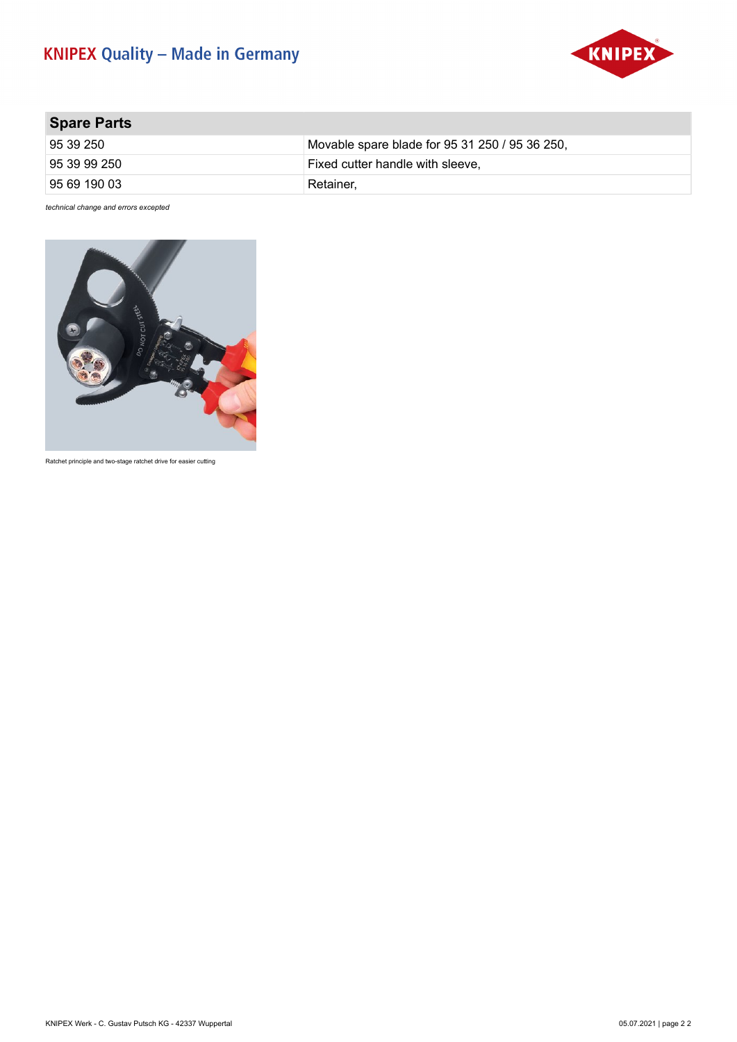| Spare Parts | |
| --- | --- |
| 95 39 250 | Movable spare blade for 95 31 250 / 95 36 250, |
| 95 39 99 250 | Fixed cutter handle with sleeve, |
| 95 69 190 03 | Retainer, |

*technical change and errors excepted*

Ratchet principle and two-stage ratchet drive for easier cutting